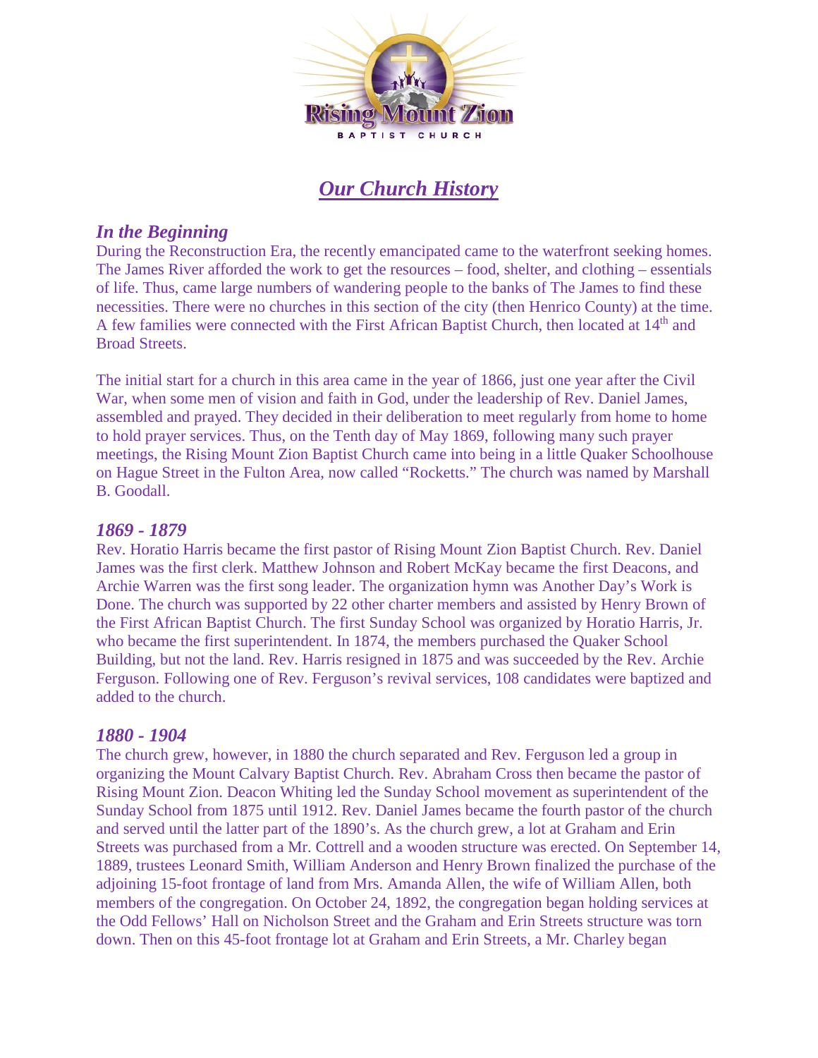# Our Church History

## In the Beginning

During the Reconstruction Era, the recently emancipated came to the waterfront seeking homes. The James River afforded the work to get the resources – food, shelter, and clothing – essentials of life. Thus, came large numbers of wandering people to the banks of The James to find these necessities. There were no churches in this section of the city (then Henrico County) at the time. A few families were connected with the First African Baptist Church, then located at 14th and Broad Streets.

The initial start for a church in this area came in the year of 1866, just one year after the Civil War, when some men of vision and faith in God, under the leadership of Rev. Daniel James, assembled and prayed. They decided in their deliberation to meet regularly from home to home to hold prayer services. Thus, on the Tenth day of May 1869, following many such prayer meetings, the Rising Mount Zion Baptist Church came into being in a little Quaker Schoolhouse on Hague Street in the Fulton Area, now called "Rocketts." The church was named by Marshall B. Goodall.

## 1869 - 1879

Rev. Horatio Harris became the first pastor of Rising Mount Zion Baptist Church. Rev. Daniel James was the first clerk. Matthew Johnson and Robert McKay became the first Deacons, and Archie Warren was the first song leader. The organization hymn was Another Day's Work is Done. The church was supported by 22 other charter members and assisted by Henry Brown of the First African Baptist Church. The first Sunday School was organized by Horatio Harris, Jr. who became the first superintendent. In 1874, the members purchased the Quaker School Building, but not the land. Rev. Harris resigned in 1875 and was succeeded by the Rev. Archie Ferguson. Following one of Rev. Ferguson's revival services, 108 candidates were baptized and added to the church.

## 1880 - 1904

The church grew, however, in 1880 the church separated and Rev. Ferguson led a group in organizing the Mount Calvary Baptist Church. Rev. Abraham Cross then became the pastor of Rising Mount Zion. Deacon Whiting led the Sunday School movement as superintendent of the Sunday School from 1875 until 1912. Rev. Daniel James became the fourth pastor of the church and served until the latter part of the 1890's. As the church grew, a lot at Graham and Erin Streets was purchased from a Mr. Cottrell and a wooden structure was erected. On September 14, 1889, trustees Leonard Smith, William Anderson and Henry Brown finalized the purchase of the adjoining 15-foot frontage of land from Mrs. Amanda Allen, the wife of William Allen, both members of the congregation. On October 24, 1892, the congregation began holding services at the Odd Fellows' Hall on Nicholson Street and the Graham and Erin Streets structure was torn down. Then on this 45-foot frontage lot at Graham and Erin Streets, a Mr. Charley began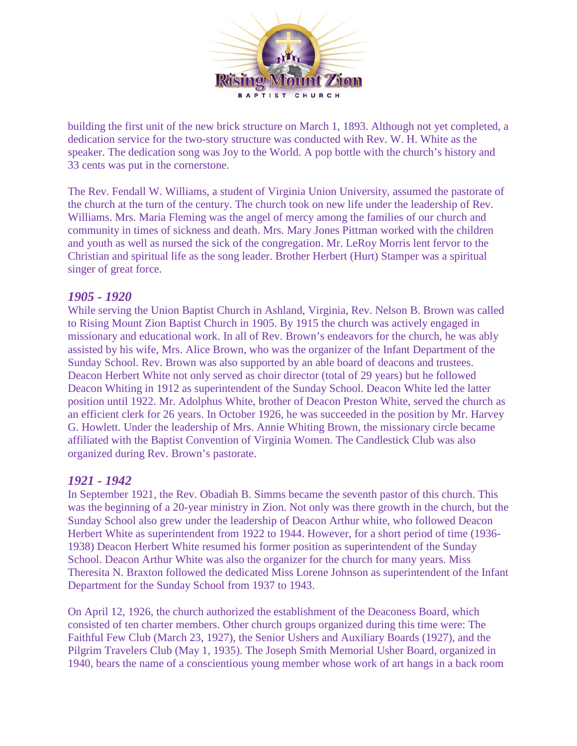building the first unit of the new brick structure on March 1, 1893. Although not yet completed, a dedication service for the two-story structure was conducted with Rev. W. H. White as the speaker. The dedication song was Joy to the World. A pop bottle with the church's history and 33 cents was put in the cornerstone.

The Rev. Fendall W. Williams, a student of Virginia Union University, assumed the pastorate of the church at the turn of the century. The church took on new life under the leadership of Rev. Williams. Mrs. Maria Fleming was the angel of mercy among the families of our church and community in times of sickness and death. Mrs. Mary Jones Pittman worked with the children and youth as well as nursed the sick of the congregation. Mr. LeRoy Morris lent fervor to the Christian and spiritual life as the song leader. Brother Herbert (Hurt) Stamper was a spiritual singer of great force.

### *1905 - 1920*

While serving the Union Baptist Church in Ashland, Virginia, Rev. Nelson B. Brown was called to Rising Mount Zion Baptist Church in 1905. By 1915 the church was actively engaged in missionary and educational work. In all of Rev. Brown's endeavors for the church, he was ably assisted by his wife, Mrs. Alice Brown, who was the organizer of the Infant Department of the Sunday School. Rev. Brown was also supported by an able board of deacons and trustees. Deacon Herbert White not only served as choir director (total of 29 years) but he followed Deacon Whiting in 1912 as superintendent of the Sunday School. Deacon White led the latter position until 1922. Mr. Adolphus White, brother of Deacon Preston White, served the church as an efficient clerk for 26 years. In October 1926, he was succeeded in the position by Mr. Harvey G. Howlett. Under the leadership of Mrs. Annie Whiting Brown, the missionary circle became affiliated with the Baptist Convention of Virginia Women. The Candlestick Club was also organized during Rev. Brown's pastorate.

### *1921 - 1942*

In September 1921, the Rev. Obadiah B. Simms became the seventh pastor of this church. This was the beginning of a 20-year ministry in Zion. Not only was there growth in the church, but the Sunday School also grew under the leadership of Deacon Arthur white, who followed Deacon Herbert White as superintendent from 1922 to 1944. However, for a short period of time (1936-1938) Deacon Herbert White resumed his former position as superintendent of the Sunday School. Deacon Arthur White was also the organizer for the church for many years. Miss Theresita N. Braxton followed the dedicated Miss Lorene Johnson as superintendent of the Infant Department for the Sunday School from 1937 to 1943.

On April 12, 1926, the church authorized the establishment of the Deaconess Board, which consisted of ten charter members. Other church groups organized during this time were: The Faithful Few Club (March 23, 1927), the Senior Ushers and Auxiliary Boards (1927), and the Pilgrim Travelers Club (May 1, 1935). The Joseph Smith Memorial Usher Board, organized in 1940, bears the name of a conscientious young member whose work of art hangs in a back room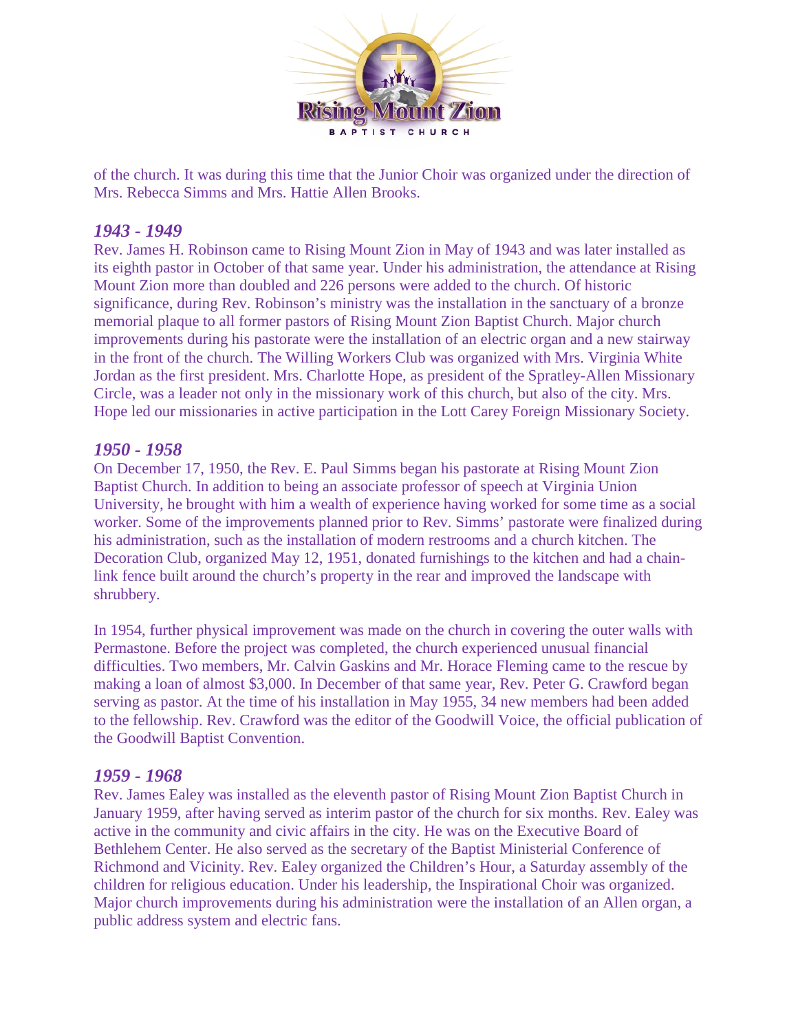of the church. It was during this time that the Junior Choir was organized under the direction of Mrs. Rebecca Simms and Mrs. Hattie Allen Brooks.

### *1943 - 1949*

Rev. James H. Robinson came to Rising Mount Zion in May of 1943 and was later installed as its eighth pastor in October of that same year. Under his administration, the attendance at Rising Mount Zion more than doubled and 226 persons were added to the church. Of historic significance, during Rev. Robinson's ministry was the installation in the sanctuary of a bronze memorial plaque to all former pastors of Rising Mount Zion Baptist Church. Major church improvements during his pastorate were the installation of an electric organ and a new stairway in the front of the church. The Willing Workers Club was organized with Mrs. Virginia White Jordan as the first president. Mrs. Charlotte Hope, as president of the Spratley-Allen Missionary Circle, was a leader not only in the missionary work of this church, but also of the city. Mrs. Hope led our missionaries in active participation in the Lott Carey Foreign Missionary Society.

### *1950 - 1958*

On December 17, 1950, the Rev. E. Paul Simms began his pastorate at Rising Mount Zion Baptist Church. In addition to being an associate professor of speech at Virginia Union University, he brought with him a wealth of experience having worked for some time as a social worker. Some of the improvements planned prior to Rev. Simms' pastorate were finalized during his administration, such as the installation of modern restrooms and a church kitchen. The Decoration Club, organized May 12, 1951, donated furnishings to the kitchen and had a chain-link fence built around the church's property in the rear and improved the landscape with shrubbery.

In 1954, further physical improvement was made on the church in covering the outer walls with Permastone. Before the project was completed, the church experienced unusual financial difficulties. Two members, Mr. Calvin Gaskins and Mr. Horace Fleming came to the rescue by making a loan of almost $3,000. In December of that same year, Rev. Peter G. Crawford began serving as pastor. At the time of his installation in May 1955, 34 new members had been added to the fellowship. Rev. Crawford was the editor of the Goodwill Voice, the official publication of the Goodwill Baptist Convention.

### *1959 - 1968*

Rev. James Ealey was installed as the eleventh pastor of Rising Mount Zion Baptist Church in January 1959, after having served as interim pastor of the church for six months. Rev. Ealey was active in the community and civic affairs in the city. He was on the Executive Board of Bethlehem Center. He also served as the secretary of the Baptist Ministerial Conference of Richmond and Vicinity. Rev. Ealey organized the Children's Hour, a Saturday assembly of the children for religious education. Under his leadership, the Inspirational Choir was organized. Major church improvements during his administration were the installation of an Allen organ, a public address system and electric fans.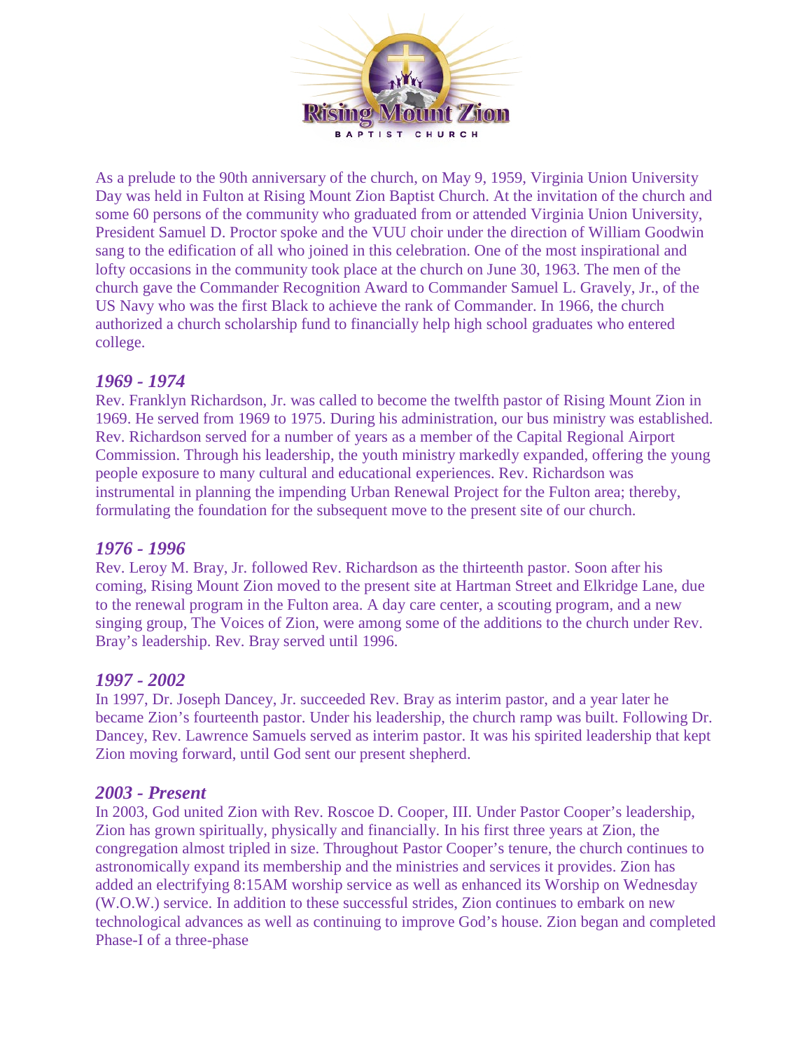As a prelude to the 90th anniversary of the church, on May 9, 1959, Virginia Union University Day was held in Fulton at Rising Mount Zion Baptist Church. At the invitation of the church and some 60 persons of the community who graduated from or attended Virginia Union University, President Samuel D. Proctor spoke and the VUU choir under the direction of William Goodwin sang to the edification of all who joined in this celebration. One of the most inspirational and lofty occasions in the community took place at the church on June 30, 1963. The men of the church gave the Commander Recognition Award to Commander Samuel L. Gravely, Jr., of the US Navy who was the first Black to achieve the rank of Commander. In 1966, the church authorized a church scholarship fund to financially help high school graduates who entered college.

### *1969 - 1974*

Rev. Franklyn Richardson, Jr. was called to become the twelfth pastor of Rising Mount Zion in 1969. He served from 1969 to 1975. During his administration, our bus ministry was established. Rev. Richardson served for a number of years as a member of the Capital Regional Airport Commission. Through his leadership, the youth ministry markedly expanded, offering the young people exposure to many cultural and educational experiences. Rev. Richardson was instrumental in planning the impending Urban Renewal Project for the Fulton area; thereby, formulating the foundation for the subsequent move to the present site of our church.

### *1976 - 1996*

Rev. Leroy M. Bray, Jr. followed Rev. Richardson as the thirteenth pastor. Soon after his coming, Rising Mount Zion moved to the present site at Hartman Street and Elkridge Lane, due to the renewal program in the Fulton area. A day care center, a scouting program, and a new singing group, The Voices of Zion, were among some of the additions to the church under Rev. Bray's leadership. Rev. Bray served until 1996.

### *1997 - 2002*

In 1997, Dr. Joseph Dancey, Jr. succeeded Rev. Bray as interim pastor, and a year later he became Zion's fourteenth pastor. Under his leadership, the church ramp was built. Following Dr. Dancey, Rev. Lawrence Samuels served as interim pastor. It was his spirited leadership that kept Zion moving forward, until God sent our present shepherd.

### *2003 - Present*

In 2003, God united Zion with Rev. Roscoe D. Cooper, III. Under Pastor Cooper's leadership, Zion has grown spiritually, physically and financially. In his first three years at Zion, the congregation almost tripled in size. Throughout Pastor Cooper's tenure, the church continues to astronomically expand its membership and the ministries and services it provides. Zion has added an electrifying 8:15AM worship service as well as enhanced its Worship on Wednesday (W.O.W.) service. In addition to these successful strides, Zion continues to embark on new technological advances as well as continuing to improve God's house. Zion began and completed Phase-I of a three-phase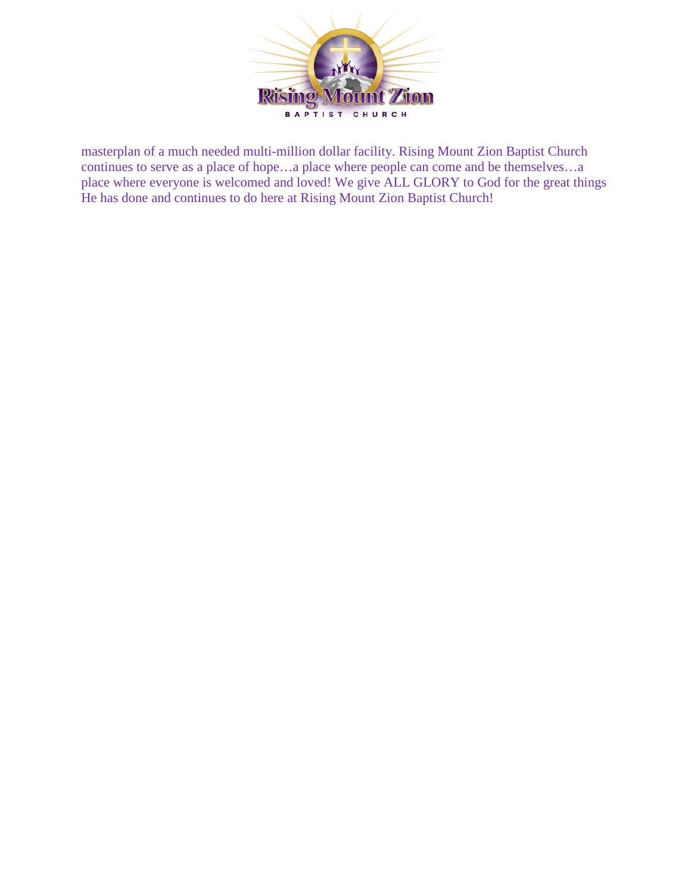masterplan of a much needed multi-million dollar facility. Rising Mount Zion Baptist Church continues to serve as a place of hope…a place where people can come and be themselves…a place where everyone is welcomed and loved! We give ALL GLORY to God for the great things He has done and continues to do here at Rising Mount Zion Baptist Church!